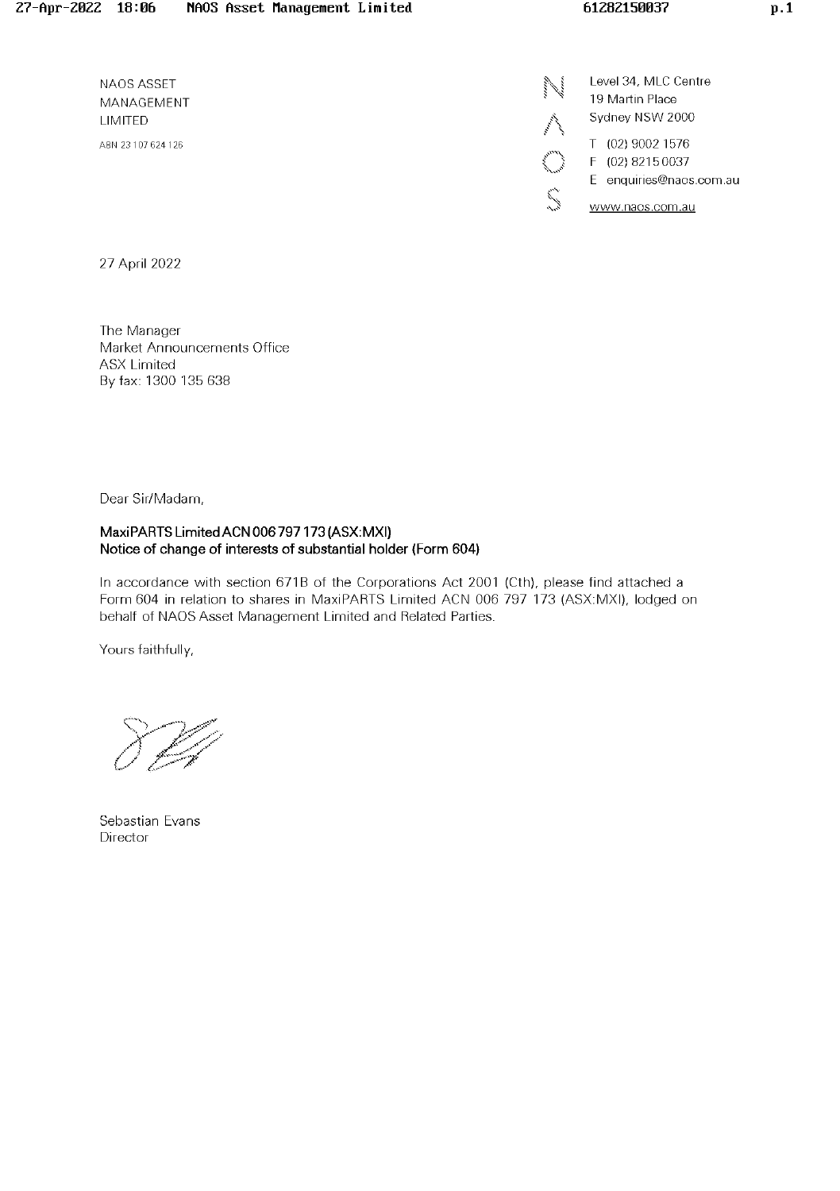NAOS ASSET MANAGEMENT LIMITED

ABN 23 107 624 126

Level 34, MLC Centre
19 Martin Place
Sydney NSW 2000

T (02) 9002 1576
F (02) 8215 0037
E enquiries@naos.com.au
www.naos.com.au

27 April 2022

The Manager
Market Announcements Office
ASX Limited
By fax: 1300 135 638

Dear Sir/Madam,

**MaxiPARTS Limited ACN 006 797 173 (ASX:MXI)**
**Notice of change of interests of substantial holder (Form 604)**

In accordance with section 671B of the Corporations Act 2001 (Cth), please find attached a Form 604 in relation to shares in MaxiPARTS Limited ACN 006 797 173 (ASX:MXI), lodged on behalf of NAOS Asset Management Limited and Related Parties.

Yours faithfully,

Sebastian Evans
Director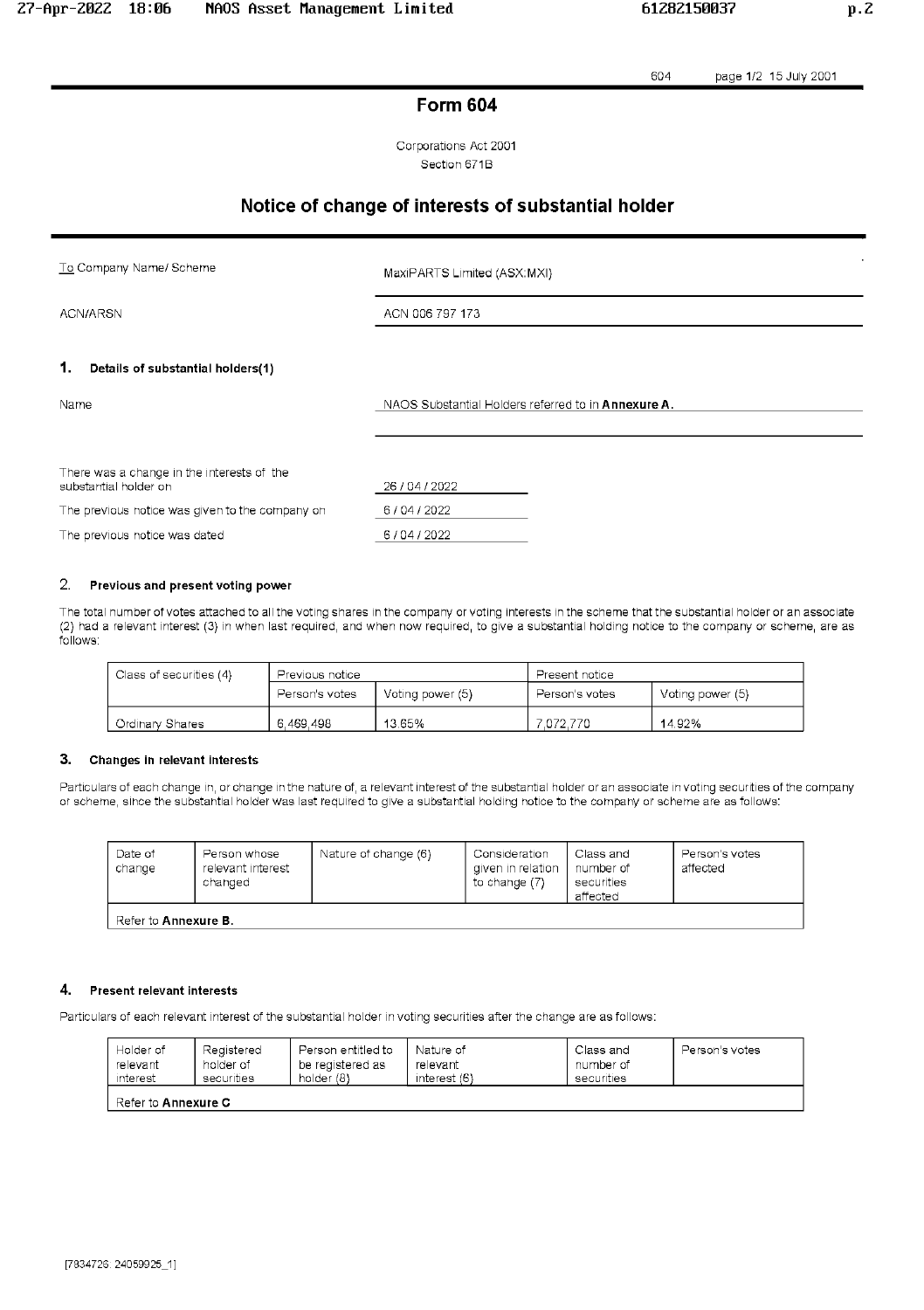# Form 604

Corporations Act 2001
Section 671B

## Notice of change of interests of substantial holder

| | |
|---|---|
| To Company Name/ Scheme | MaxiPARTS Limited (ASX:MXI) |
| ACN/ARSN | ACN 006 797 173 |

### 1. Details of substantial holders(1)

| | |
|---|---|
| Name | NAOS Substantial Holders referred to in **Annexure A**. |
| There was a change in the interests of the substantial holder on | 26 / 04 / 2022 |
| The previous notice was given to the company on | 6 / 04 / 2022 |
| The previous notice was dated | 6 / 04 / 2022 |

### 2. Previous and present voting power

The total number of votes attached to all the voting shares in the company or voting interests in the scheme that the substantial holder or an associate (2) had a relevant interest (3) in when last required, and when now required, to give a substantial holding notice to the company or scheme, are as follows:

| Class of securities (4) | Previous notice | | Present notice | |
|---|---|---|---|---|
| | Person's votes | Voting power (5) | Person's votes | Voting power (5) |
| Ordinary Shares | 6,469,498 | 13.65% | 7,072,770 | 14.92% |

### 3. Changes in relevant interests

Particulars of each change in, or change in the nature of, a relevant interest of the substantial holder or an associate in voting securities of the company or scheme, since the substantial holder was last required to give a substantial holding notice to the company or scheme are as follows:

| Date of change | Person whose relevant interest changed | Nature of change (6) | Consideration given in relation to change (7) | Class and number of securities affected | Person's votes affected |
|---|---|---|---|---|---|
| Refer to **Annexure B**. | | | | | |

### 4. Present relevant interests

Particulars of each relevant interest of the substantial holder in voting securities after the change are as follows:

| Holder of relevant interest | Registered holder of securities | Person entitled to be registered as holder (8) | Nature of relevant interest (6) | Class and number of securities | Person's votes |
|---|---|---|---|---|---|
| Refer to **Annexure C** | | | | | |

[7834726: 24059925_1]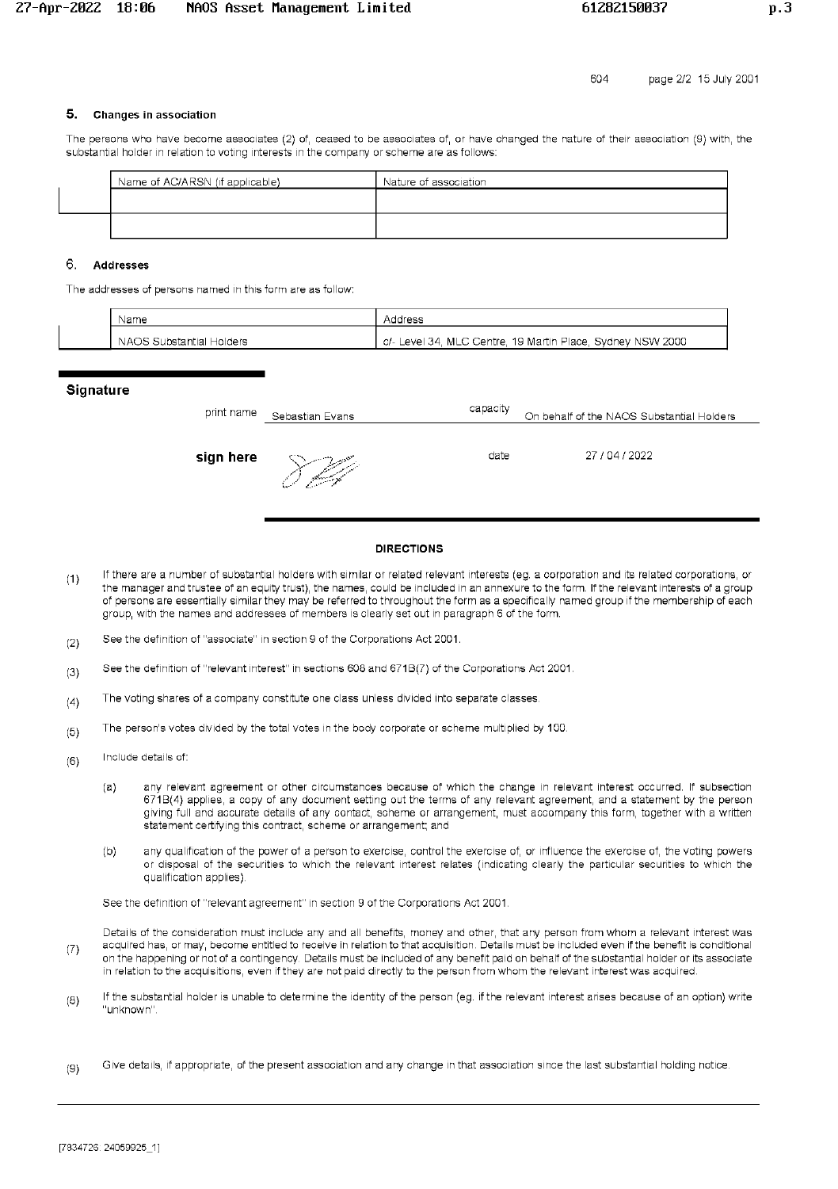## 5. Changes in association

The persons who have become associates (2) of, ceased to be associates of, or have changed the nature of their association (9) with, the substantial holder in relation to voting interests in the company or scheme are as follows:

| Name of ACN/ARSN (if applicable) | Nature of association |
|---|---|
| | |
| | |

## 6. Addresses

The addresses of persons named in this form are as follow:

| Name | Address |
|---|---|
| NAOS Substantial Holders | c/- Level 34, MLC Centre, 19 Martin Place, Sydney NSW 2000 |

## Signature

print name: Sebastian Evans

capacity: On behalf of the NAOS Substantial Holders

sign here

date: 27 / 04 / 2022

### DIRECTIONS

(1) If there are a number of substantial holders with similar or related relevant interests (eg. a corporation and its related corporations, or the manager and trustee of an equity trust), the names, could be included in an annexure to the form. If the relevant interests of a group of persons are essentially similar they may be referred to throughout the form as a specifically named group if the membership of each group, with the names and addresses of members is clearly set out in paragraph 6 of the form.

(2) See the definition of "associate" in section 9 of the Corporations Act 2001.

(3) See the definition of "relevant interest" in sections 608 and 671B(7) of the Corporations Act 2001.

(4) The voting shares of a company constitute one class unless divided into separate classes.

(5) The person's votes divided by the total votes in the body corporate or scheme multiplied by 100.

(6) Include details of:

(a) any relevant agreement or other circumstances because of which the change in relevant interest occurred. If subsection 671B(4) applies, a copy of any document setting out the terms of any relevant agreement, and a statement by the person giving full and accurate details of any contact, scheme or arrangement, must accompany this form, together with a written statement certifying this contract, scheme or arrangement; and

(b) any qualification of the power of a person to exercise, control the exercise of, or influence the exercise of, the voting powers or disposal of the securities to which the relevant interest relates (indicating clearly the particular securities to which the qualification applies).

See the definition of "relevant agreement" in section 9 of the Corporations Act 2001.

(7) Details of the consideration must include any and all benefits, money and other, that any person from whom a relevant interest was acquired has, or may, become entitled to receive in relation to that acquisition. Details must be included even if the benefit is conditional on the happening or not of a contingency. Details must be included of any benefit paid on behalf of the substantial holder or its associate in relation to the acquisitions, even if they are not paid directly to the person from whom the relevant interest was acquired.

(8) If the substantial holder is unable to determine the identity of the person (eg. if the relevant interest arises because of an option) write "unknown".

(9) Give details, if appropriate, of the present association and any change in that association since the last substantial holding notice.

[7934726: 24059925_1]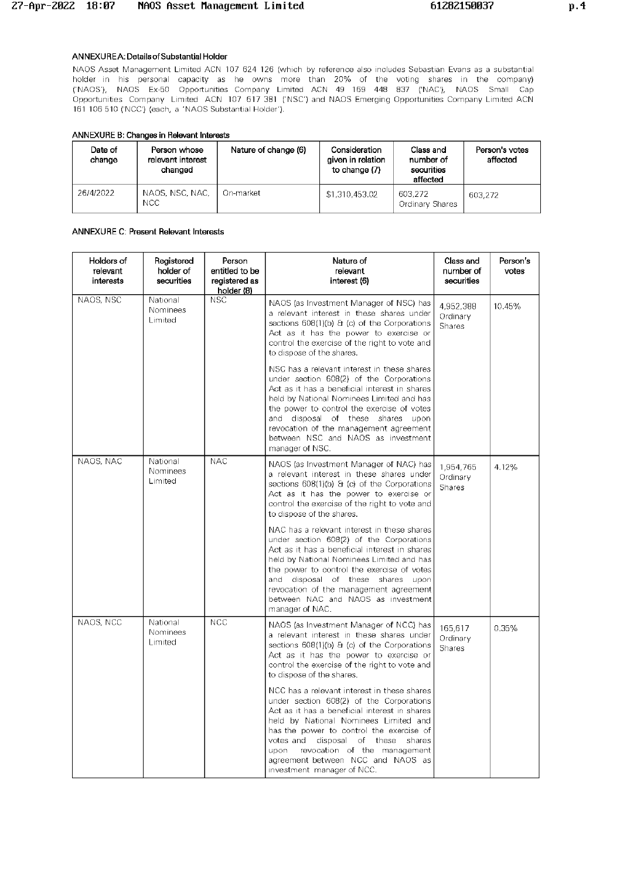### ANNEXURE A: Details of Substantial Holder

NAOS Asset Management Limited ACN 107 624 126 (which by reference also includes Sebastian Evans as a substantial holder in his personal capacity as he owns more than 20% of the voting shares in the company) ('NAOS'), NAOS Ex-50 Opportunities Company Limited ACN 49 169 448 837 ('NAC'), NAOS Small Cap Opportunities Company Limited ACN 107 617 381 ('NSC') and NAOS Emerging Opportunities Company Limited ACN 161 106 510 ('NCC') (each, a 'NAOS Substantial Holder').

### ANNEXURE B: Changes in Relevant Interests

| Date of change | Person whose relevant interest changed | Nature of change (6) | Consideration given in relation to change (7) | Class and number of securities affected | Person's votes affected |
|---|---|---|---|---|---|
| 26/4/2022 | NAOS, NSC, NAC, NCC | On-market | $1,310,453.02 | 603,272 Ordinary Shares | 603,272 |

### ANNEXURE C: Present Relevant Interests

| Holders of relevant interests | Registered holder of securities | Person entitled to be registered as holder (8) | Nature of relevant interest (6) | Class and number of securities | Person's votes |
|---|---|---|---|---|---|
| NAOS, NSC | National Nominees Limited | NSC | NAOS (as Investment Manager of NSC) has a relevant interest in these shares under sections 608(1)(b) & (c) of the Corporations Act as it has the power to exercise or control the exercise of the right to vote and to dispose of the shares.<br><br>NSC has a relevant interest in these shares under section 608(2) of the Corporations Act as it has a beneficial interest in shares held by National Nominees Limited and has the power to control the exercise of votes and disposal of these shares upon revocation of the management agreement between NSC and NAOS as investment manager of NSC. | 4,952,388 Ordinary Shares | 10.45% |
| NAOS, NAC | National Nominees Limited | NAC | NAOS (as Investment Manager of NAC) has a relevant interest in these shares under sections 608(1)(b) & (c) of the Corporations Act as it has the power to exercise or control the exercise of the right to vote and to dispose of the shares.<br><br>NAC has a relevant interest in these shares under section 608(2) of the Corporations Act as it has a beneficial interest in shares held by National Nominees Limited and has the power to control the exercise of votes and disposal of these shares upon revocation of the management agreement between NAC and NAOS as investment manager of NAC. | 1,954,765 Ordinary Shares | 4.12% |
| NAOS, NCC | National Nominees Limited | NCC | NAOS (as Investment Manager of NCC) has a relevant interest in these shares under sections 608(1)(b) & (c) of the Corporations Act as it has the power to exercise or control the exercise of the right to vote and to dispose of the shares.<br><br>NCC has a relevant interest in these shares under section 608(2) of the Corporations Act as it has a beneficial interest in shares held by National Nominees Limited and has the power to control the exercise of votes and disposal of these shares upon revocation of the management agreement between NCC and NAOS as investment manager of NCC. | 165,617 Ordinary Shares | 0.35% |